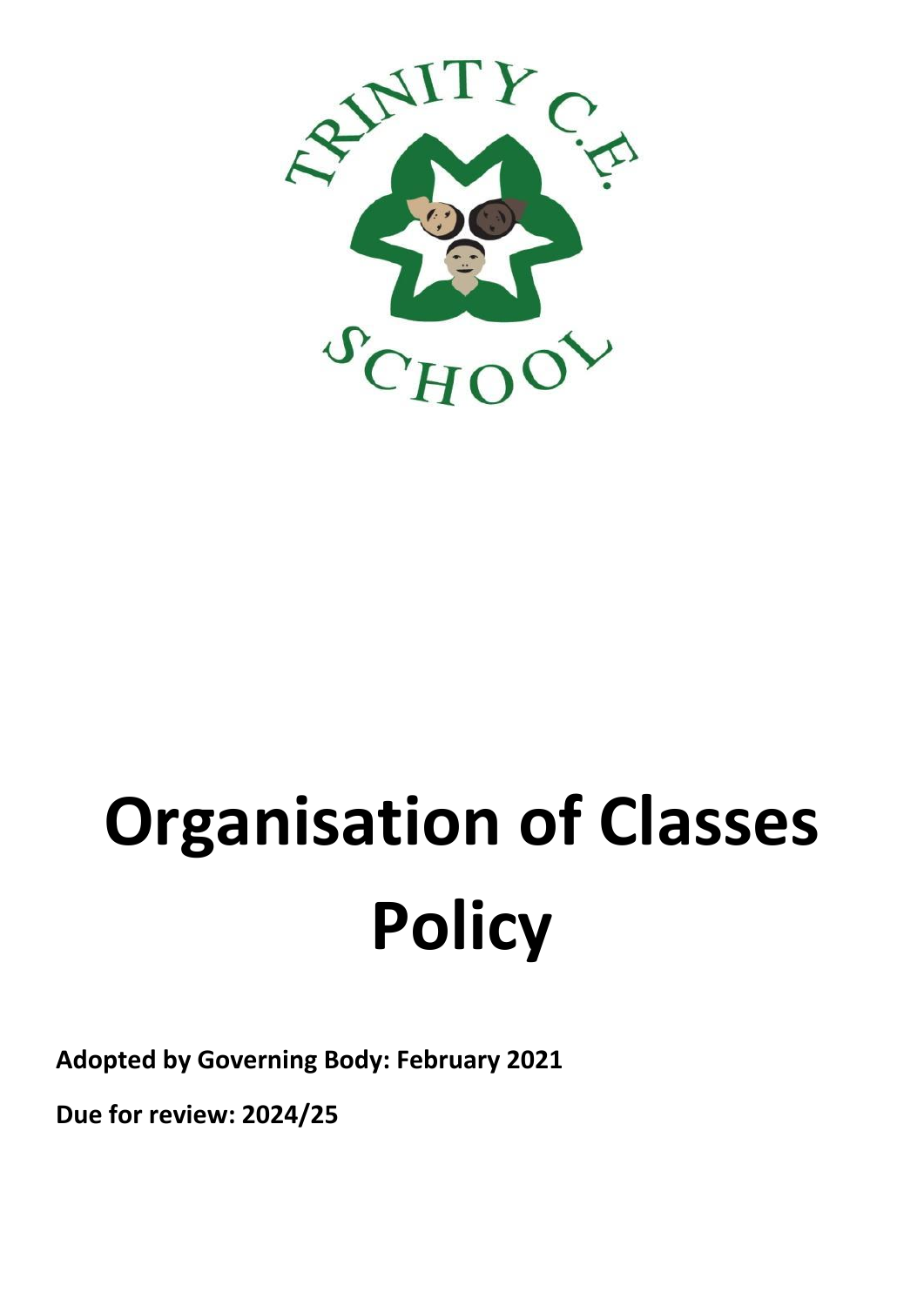# Organisation of Classes Policy

**Adopted by Governing Body: February 2021**

**Due for review: 2024/25**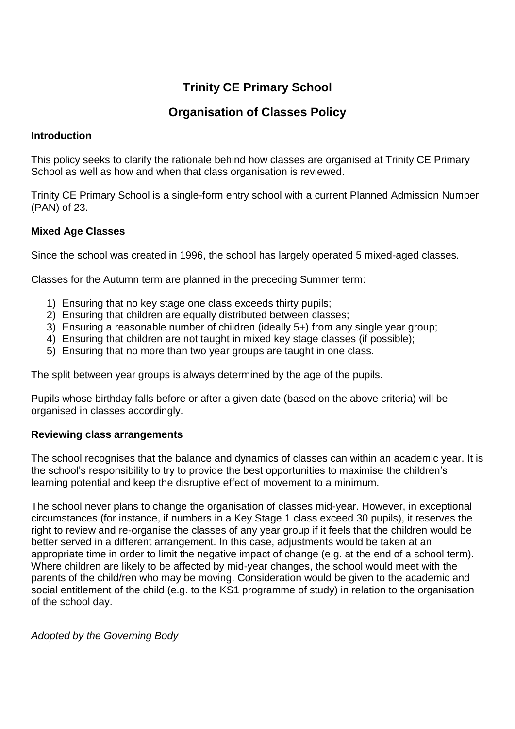# Trinity CE Primary School

## Organisation of Classes Policy

**Introduction**

This policy seeks to clarify the rationale behind how classes are organised at Trinity CE Primary School as well as how and when that class organisation is reviewed.

Trinity CE Primary School is a single-form entry school with a current Planned Admission Number (PAN) of 23.

**Mixed Age Classes**

Since the school was created in 1996, the school has largely operated 5 mixed-aged classes.

Classes for the Autumn term are planned in the preceding Summer term:

1) Ensuring that no key stage one class exceeds thirty pupils;
2) Ensuring that children are equally distributed between classes;
3) Ensuring a reasonable number of children (ideally 5+) from any single year group;
4) Ensuring that children are not taught in mixed key stage classes (if possible);
5) Ensuring that no more than two year groups are taught in one class.

The split between year groups is always determined by the age of the pupils.

Pupils whose birthday falls before or after a given date (based on the above criteria) will be organised in classes accordingly.

**Reviewing class arrangements**

The school recognises that the balance and dynamics of classes can within an academic year. It is the school's responsibility to try to provide the best opportunities to maximise the children's learning potential and keep the disruptive effect of movement to a minimum.

The school never plans to change the organisation of classes mid-year. However, in exceptional circumstances (for instance, if numbers in a Key Stage 1 class exceed 30 pupils), it reserves the right to review and re-organise the classes of any year group if it feels that the children would be better served in a different arrangement. In this case, adjustments would be taken at an appropriate time in order to limit the negative impact of change (e.g. at the end of a school term). Where children are likely to be affected by mid-year changes, the school would meet with the parents of the child/ren who may be moving. Consideration would be given to the academic and social entitlement of the child (e.g. to the KS1 programme of study) in relation to the organisation of the school day.

*Adopted by the Governing Body*